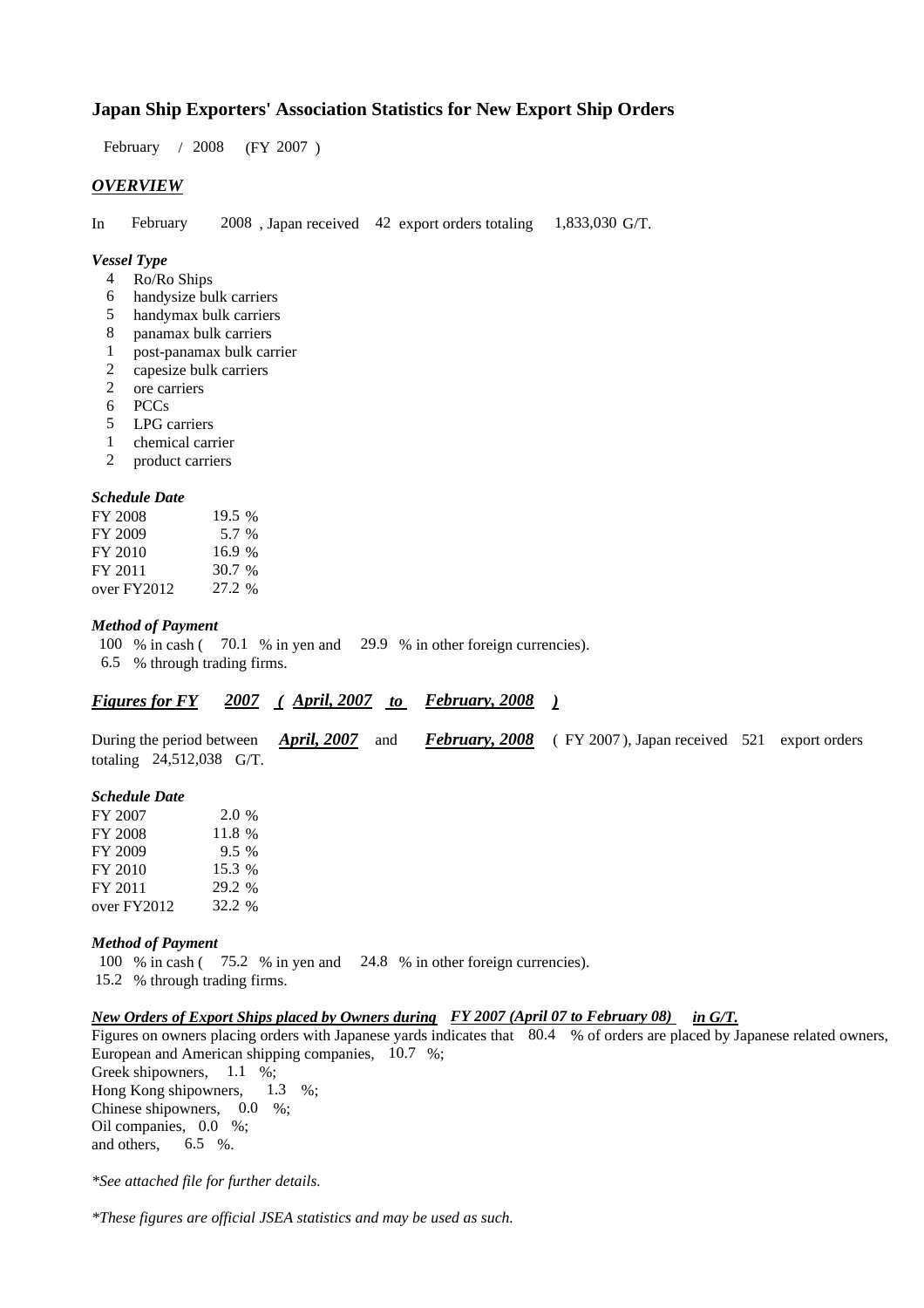# Japan Ship Exporters' Association Statistics for New Export Ship Orders

February / 2008 (FY 2007 )

## *OVERVIEW*

In February 2008 , Japan received 42 export orders totaling 1,833,030 G/T.

### *Vessel Type*

- 4 Ro/Ro Ships
- 6 handysize bulk carriers
- 5 handymax bulk carriers
- 8 panamax bulk carriers
- 1 post-panamax bulk carrier
- 2 capesize bulk carriers
- 2 ore carriers
- 6 PCCs
- 5 LPG carriers
- 1 chemical carrier
- 2 product carriers

### *Schedule Date*

| | |
|---|---|
| FY 2008 | 19.5 % |
| FY 2009 | 5.7 % |
| FY 2010 | 16.9 % |
| FY 2011 | 30.7 % |
| over FY2012 | 27.2 % |

### *Method of Payment*

100 % in cash ( 70.1 % in yen and 29.9 % in other foreign currencies).
6.5 % through trading firms.

## ***Figures for FY 2007 ( April, 2007 to February, 2008 )***

During the period between ***April, 2007*** and ***February, 2008*** ( FY 2007 ), Japan received 521 export orders totaling 24,512,038 G/T.

### *Schedule Date*

| | |
|---|---|
| FY 2007 | 2.0 % |
| FY 2008 | 11.8 % |
| FY 2009 | 9.5 % |
| FY 2010 | 15.3 % |
| FY 2011 | 29.2 % |
| over FY2012 | 32.2 % |

### *Method of Payment*

100 % in cash ( 75.2 % in yen and 24.8 % in other foreign currencies).
15.2 % through trading firms.

### ***New Orders of Export Ships placed by Owners during FY 2007 (April 07 to February 08) in G/T.***

Figures on owners placing orders with Japanese yards indicates that 80.4 % of orders are placed by Japanese related owners,
European and American shipping companies, 10.7 %;
Greek shipowners, 1.1 %;
Hong Kong shipowners, 1.3 %;
Chinese shipowners, 0.0 %;
Oil companies, 0.0 %;
and others, 6.5 %.

*\*See attached file for further details.*

*\*These figures are official JSEA statistics and may be used as such.*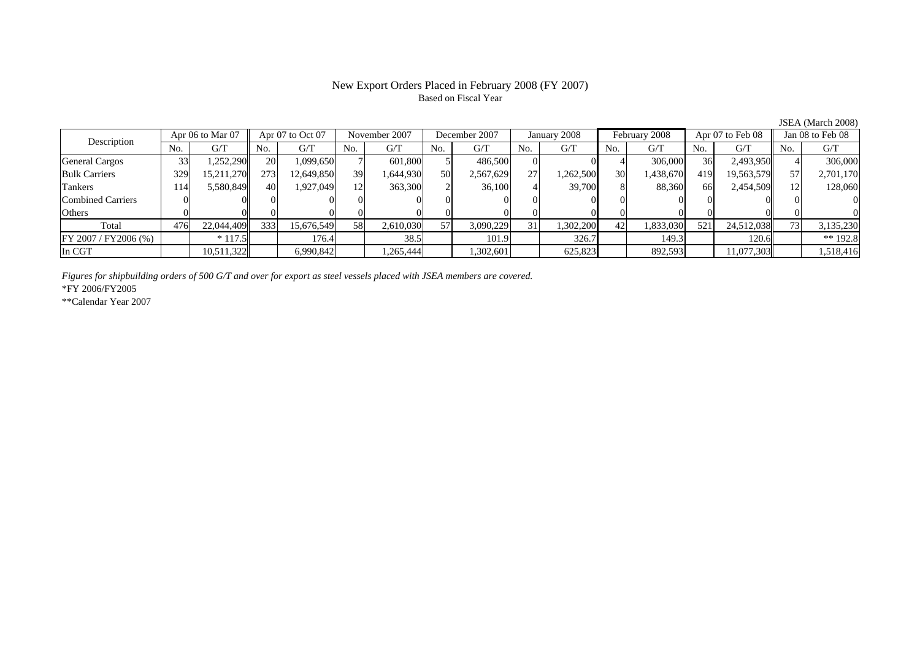# New Export Orders Placed in February 2008 (FY 2007)

Based on Fiscal Year

JSEA (March 2008)

| Description | Apr 06 to Mar 07 | | Apr 07 to Oct 07 | | November 2007 | | December 2007 | | January 2008 | | February 2008 | | Apr 07 to Feb 08 | | Jan 08 to Feb 08 | |
|---|---|---|---|---|---|---|---|---|---|---|---|---|---|---|---|---|
| | No. | G/T | No. | G/T | No. | G/T | No. | G/T | No. | G/T | No. | G/T | No. | G/T | No. | G/T |
| General Cargos | 33 | 1,252,290 | 20 | 1,099,650 | 7 | 601,800 | 5 | 486,500 | 0 | 0 | 4 | 306,000 | 36 | 2,493,950 | 4 | 306,000 |
| Bulk Carriers | 329 | 15,211,270 | 273 | 12,649,850 | 39 | 1,644,930 | 50 | 2,567,629 | 27 | 1,262,500 | 30 | 1,438,670 | 419 | 19,563,579 | 57 | 2,701,170 |
| Tankers | 114 | 5,580,849 | 40 | 1,927,049 | 12 | 363,300 | 2 | 36,100 | 4 | 39,700 | 8 | 88,360 | 66 | 2,454,509 | 12 | 128,060 |
| Combined Carriers | 0 | 0 | 0 | 0 | 0 | 0 | 0 | 0 | 0 | 0 | 0 | 0 | 0 | 0 | 0 | 0 |
| Others | 0 | 0 | 0 | 0 | 0 | 0 | 0 | 0 | 0 | 0 | 0 | 0 | 0 | 0 | 0 | 0 |
| Total | 476 | 22,044,409 | 333 | 15,676,549 | 58 | 2,610,030 | 57 | 3,090,229 | 31 | 1,302,200 | 42 | 1,833,030 | 521 | 24,512,038 | 73 | 3,135,230 |
| FY 2007 / FY2006 (%) | | * 117.5 | | 176.4 | | 38.5 | | 101.9 | | 326.7 | | 149.3 | | 120.6 | | ** 192.8 |
| In CGT | | 10,511,322 | | 6,990,842 | | 1,265,444 | | 1,302,601 | | 625,823 | | 892,593 | | 11,077,303 | | 1,518,416 |

*Figures for shipbuilding orders of 500 G/T and over for export as steel vessels placed with JSEA members are covered.*

*FY 2006/FY2005

**Calendar Year 2007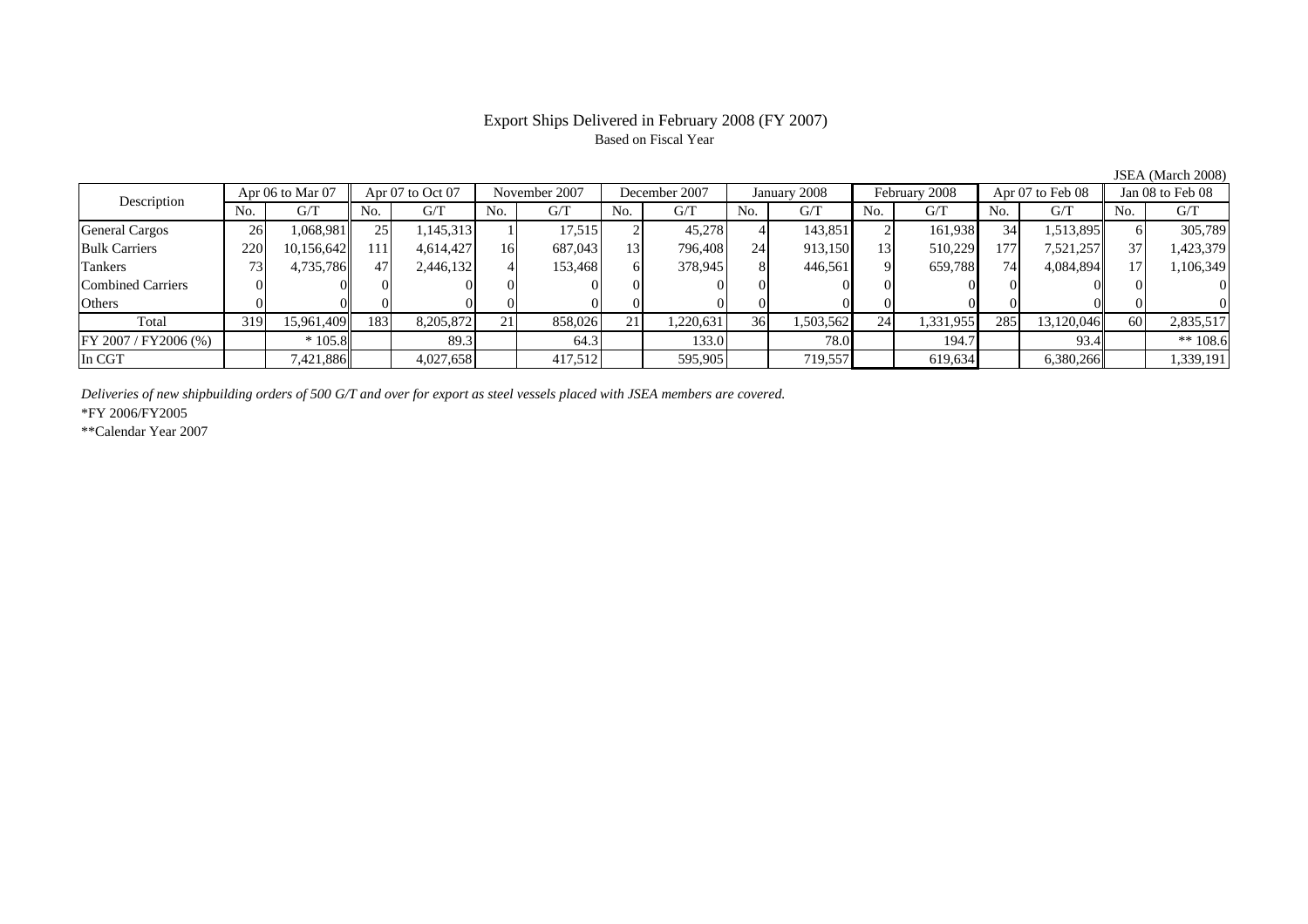# Export Ships Delivered in February 2008 (FY 2007)

Based on Fiscal Year

JSEA (March 2008)

| Description | Apr 06 to Mar 07 | | Apr 07 to Oct 07 | | November 2007 | | December 2007 | | January 2008 | | February 2008 | | Apr 07 to Feb 08 | | Jan 08 to Feb 08 | |
|---|---|---|---|---|---|---|---|---|---|---|---|---|---|---|---|---|
| | No. | G/T | No. | G/T | No. | G/T | No. | G/T | No. | G/T | No. | G/T | No. | G/T | No. | G/T |
| General Cargos | 26 | 1,068,981 | 25 | 1,145,313 | 1 | 17,515 | 2 | 45,278 | 4 | 143,851 | 2 | 161,938 | 34 | 1,513,895 | 6 | 305,789 |
| Bulk Carriers | 220 | 10,156,642 | 111 | 4,614,427 | 16 | 687,043 | 13 | 796,408 | 24 | 913,150 | 13 | 510,229 | 177 | 7,521,257 | 37 | 1,423,379 |
| Tankers | 73 | 4,735,786 | 47 | 2,446,132 | 4 | 153,468 | 6 | 378,945 | 8 | 446,561 | 9 | 659,788 | 74 | 4,084,894 | 17 | 1,106,349 |
| Combined Carriers | 0 | 0 | 0 | 0 | 0 | 0 | 0 | 0 | 0 | 0 | 0 | 0 | 0 | 0 | 0 | 0 |
| Others | 0 | 0 | 0 | 0 | 0 | 0 | 0 | 0 | 0 | 0 | 0 | 0 | 0 | 0 | 0 | 0 |
| Total | 319 | 15,961,409 | 183 | 8,205,872 | 21 | 858,026 | 21 | 1,220,631 | 36 | 1,503,562 | 24 | 1,331,955 | 285 | 13,120,046 | 60 | 2,835,517 |
| FY 2007 / FY2006 (%) | | * 105.8 | | 89.3 | | 64.3 | | 133.0 | | 78.0 | | 194.7 | | 93.4 | | ** 108.6 |
| In CGT | | 7,421,886 | | 4,027,658 | | 417,512 | | 595,905 | | 719,557 | | 619,634 | | 6,380,266 | | 1,339,191 |

*Deliveries of new shipbuilding orders of 500 G/T and over for export as steel vessels placed with JSEA members are covered.*

*FY 2006/FY2005

**Calendar Year 2007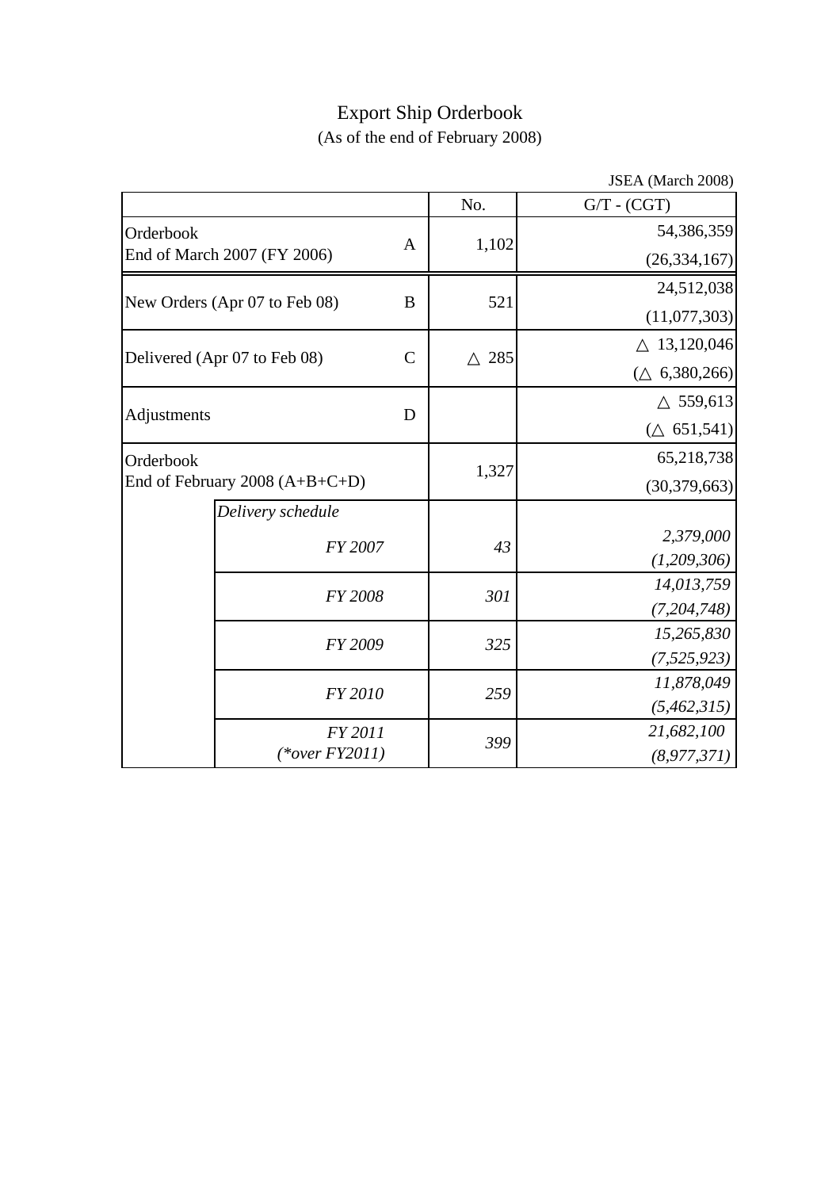# Export Ship Orderbook

(As of the end of February 2008)

JSEA (March 2008)

| | | No. | G/T - (CGT) |
|---|---|---|---|
| Orderbook<br>End of March 2007 (FY 2006) | A | 1,102 | 54,386,359<br>(26,334,167) |
| New Orders (Apr 07 to Feb 08) | B | 521 | 24,512,038<br>(11,077,303) |
| Delivered (Apr 07 to Feb 08) | C | △ 285 | △ 13,120,046<br>(△ 6,380,266) |
| Adjustments | D | | △ 559,613<br>(△ 651,541) |
| Orderbook<br>End of February 2008 (A+B+C+D) | | 1,327 | 65,218,738<br>(30,379,663) |
| *Delivery schedule* | | | |
| | *FY 2007* | *43* | *2,379,000*<br>*(1,209,306)* |
| | *FY 2008* | *301* | *14,013,759*<br>*(7,204,748)* |
| | *FY 2009* | *325* | *15,265,830*<br>*(7,525,923)* |
| | *FY 2010* | *259* | *11,878,049*<br>*(5,462,315)* |
| | *FY 2011*<br>*(*over FY2011)* | *399* | *21,682,100*<br>*(8,977,371)* |